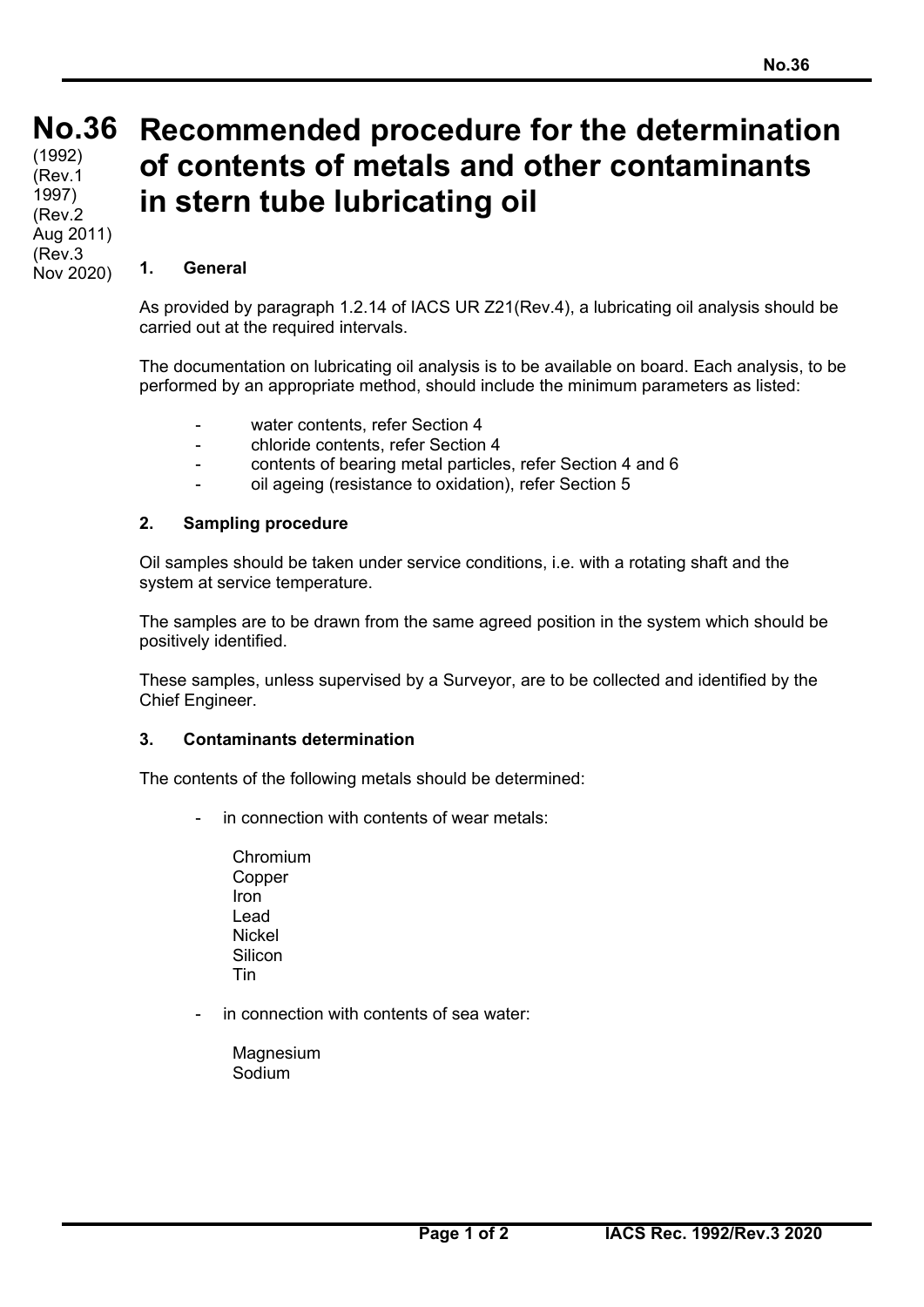# No.36 Recommended procedure for the determination of contents of metals and other contaminants in stern tube lubricating oil

(1992)
(Rev.1 1997)
(Rev.2 Aug 2011)
(Rev.3 Nov 2020)

## 1. General

As provided by paragraph 1.2.14 of IACS UR Z21(Rev.4), a lubricating oil analysis should be carried out at the required intervals.

The documentation on lubricating oil analysis is to be available on board. Each analysis, to be performed by an appropriate method, should include the minimum parameters as listed:

- water contents, refer Section 4
- chloride contents, refer Section 4
- contents of bearing metal particles, refer Section 4 and 6
- oil ageing (resistance to oxidation), refer Section 5

## 2. Sampling procedure

Oil samples should be taken under service conditions, i.e. with a rotating shaft and the system at service temperature.

The samples are to be drawn from the same agreed position in the system which should be positively identified.

These samples, unless supervised by a Surveyor, are to be collected and identified by the Chief Engineer.

## 3. Contaminants determination

The contents of the following metals should be determined:

- in connection with contents of wear metals:

  Chromium
  Copper
  Iron
  Lead
  Nickel
  Silicon
  Tin

- in connection with contents of sea water:

  Magnesium
  Sodium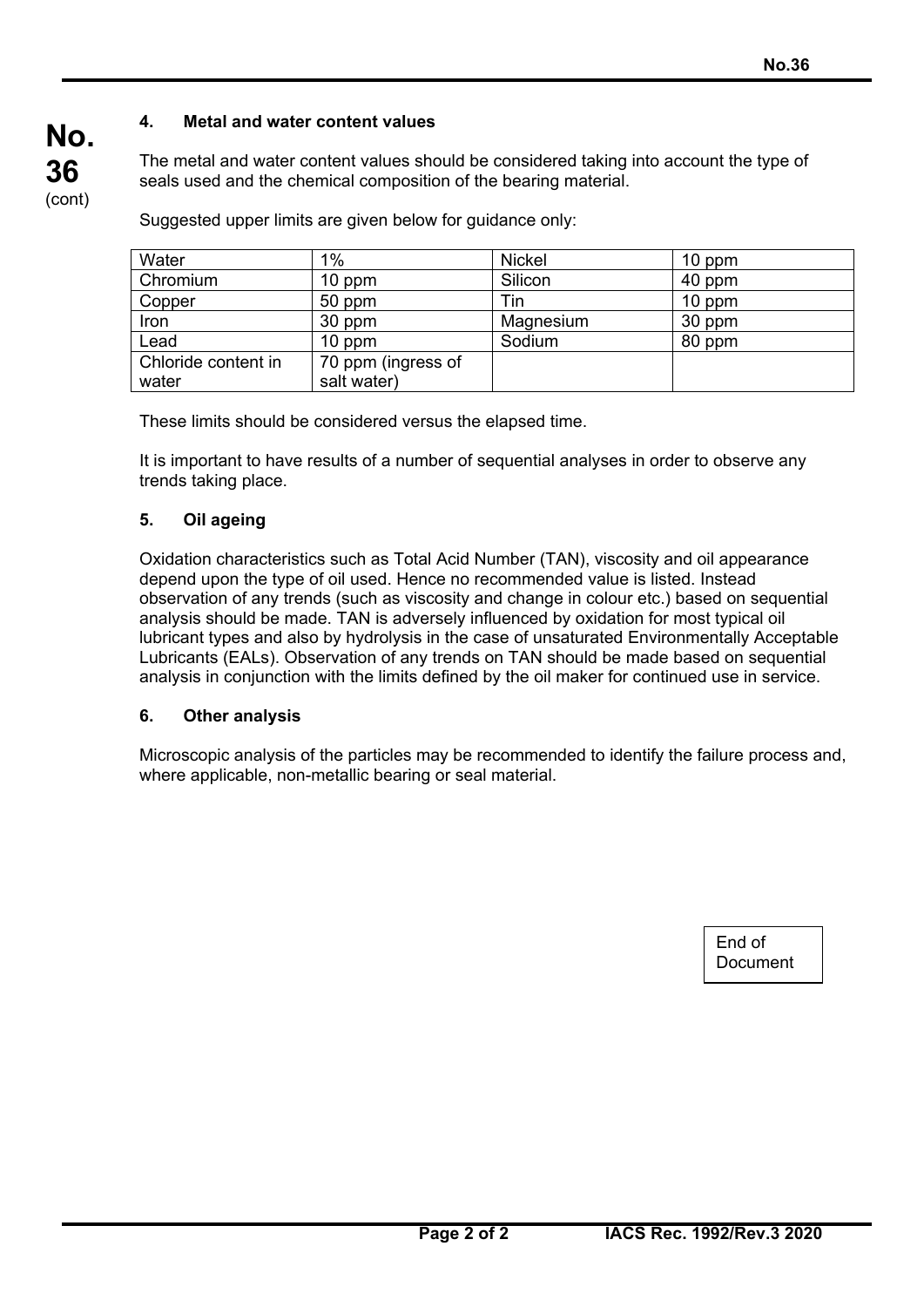### 4. Metal and water content values

The metal and water content values should be considered taking into account the type of seals used and the chemical composition of the bearing material.

Suggested upper limits are given below for guidance only:

| | | | |
|---|---|---|---|
| Water | 1% | Nickel | 10 ppm |
| Chromium | 10 ppm | Silicon | 40 ppm |
| Copper | 50 ppm | Tin | 10 ppm |
| Iron | 30 ppm | Magnesium | 30 ppm |
| Lead | 10 ppm | Sodium | 80 ppm |
| Chloride content in water | 70 ppm (ingress of salt water) | | |

These limits should be considered versus the elapsed time.

It is important to have results of a number of sequential analyses in order to observe any trends taking place.

### 5. Oil ageing

Oxidation characteristics such as Total Acid Number (TAN), viscosity and oil appearance depend upon the type of oil used. Hence no recommended value is listed. Instead observation of any trends (such as viscosity and change in colour etc.) based on sequential analysis should be made. TAN is adversely influenced by oxidation for most typical oil lubricant types and also by hydrolysis in the case of unsaturated Environmentally Acceptable Lubricants (EALs). Observation of any trends on TAN should be made based on sequential analysis in conjunction with the limits defined by the oil maker for continued use in service.

### 6. Other analysis

Microscopic analysis of the particles may be recommended to identify the failure process and, where applicable, non-metallic bearing or seal material.

End of Document